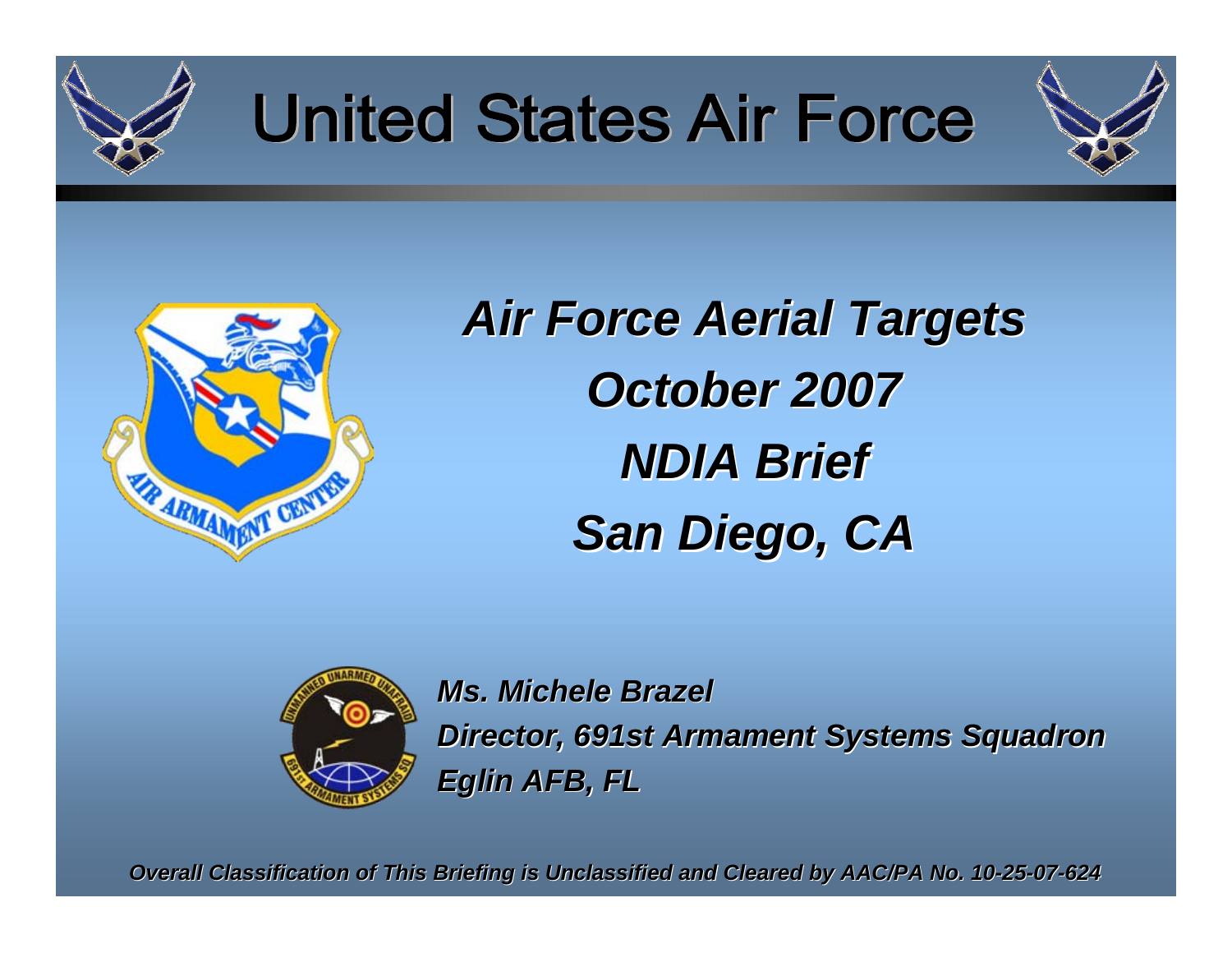# United States Air Force

## *Air Force Aerial Targets*
## *October 2007*
## *NDIA Brief*
## *San Diego, CA*

***Ms. Michele Brazel***
***Director, 691st Armament Systems Squadron***
***Eglin AFB, FL***

***Overall Classification of This Briefing is Unclassified and Cleared by AAC/PA No. 10-25-07-624***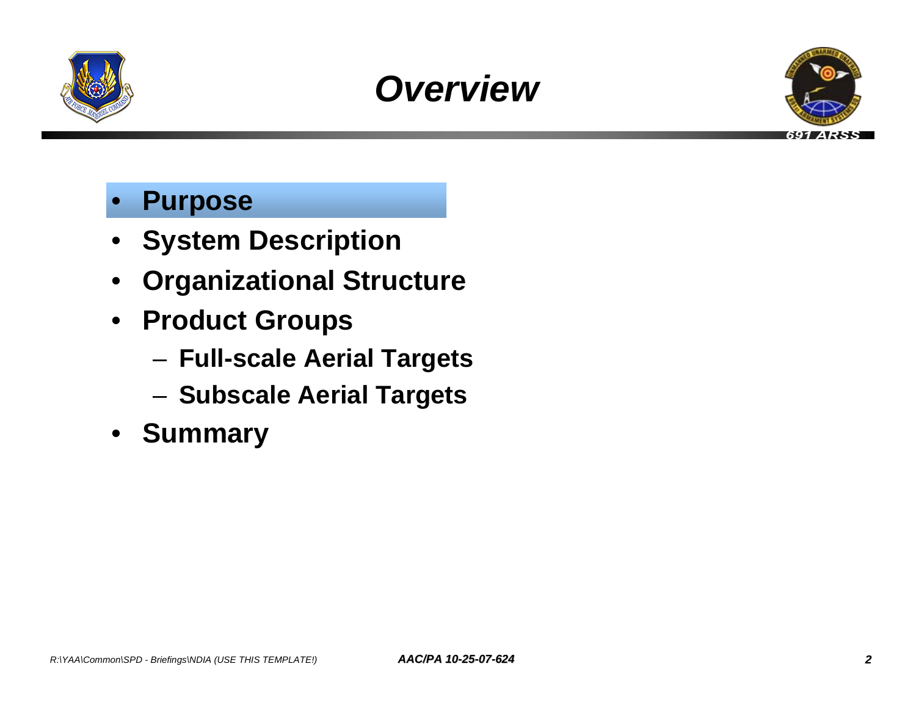# Overview

- **Purpose**
- **System Description**
- **Organizational Structure**
- **Product Groups**
  - **Full-scale Aerial Targets**
  - **Subscale Aerial Targets**
- **Summary**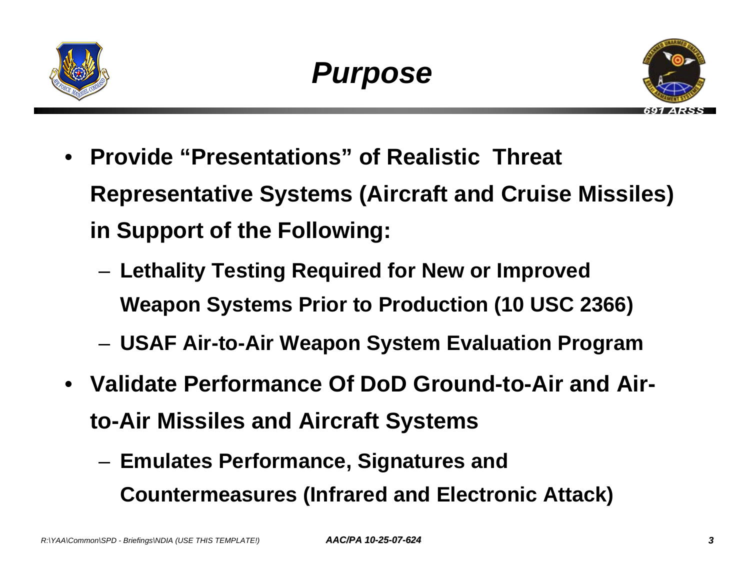# *Purpose*

- **Provide "Presentations" of Realistic Threat Representative Systems (Aircraft and Cruise Missiles) in Support of the Following:**
  - **Lethality Testing Required for New or Improved Weapon Systems Prior to Production (10 USC 2366)**
  - **USAF Air-to-Air Weapon System Evaluation Program**
- **Validate Performance Of DoD Ground-to-Air and Air-to-Air Missiles and Aircraft Systems**
  - **Emulates Performance, Signatures and Countermeasures (Infrared and Electronic Attack)**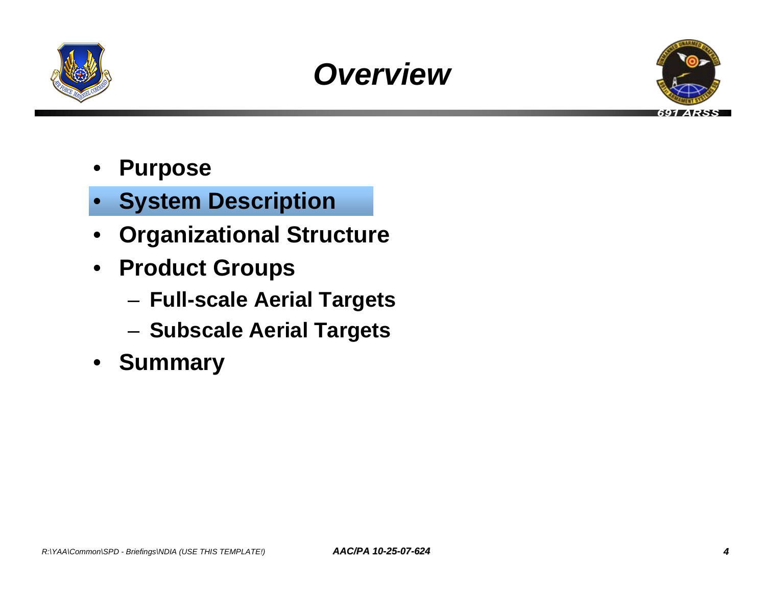# Overview

- **Purpose**
- **System Description**
- **Organizational Structure**
- **Product Groups**
  - **Full-scale Aerial Targets**
  - **Subscale Aerial Targets**
- **Summary**

*R:\YAA\Common\SPD - Briefings\NDIA (USE THIS TEMPLATE!)* ***AAC/PA 10-25-07-624***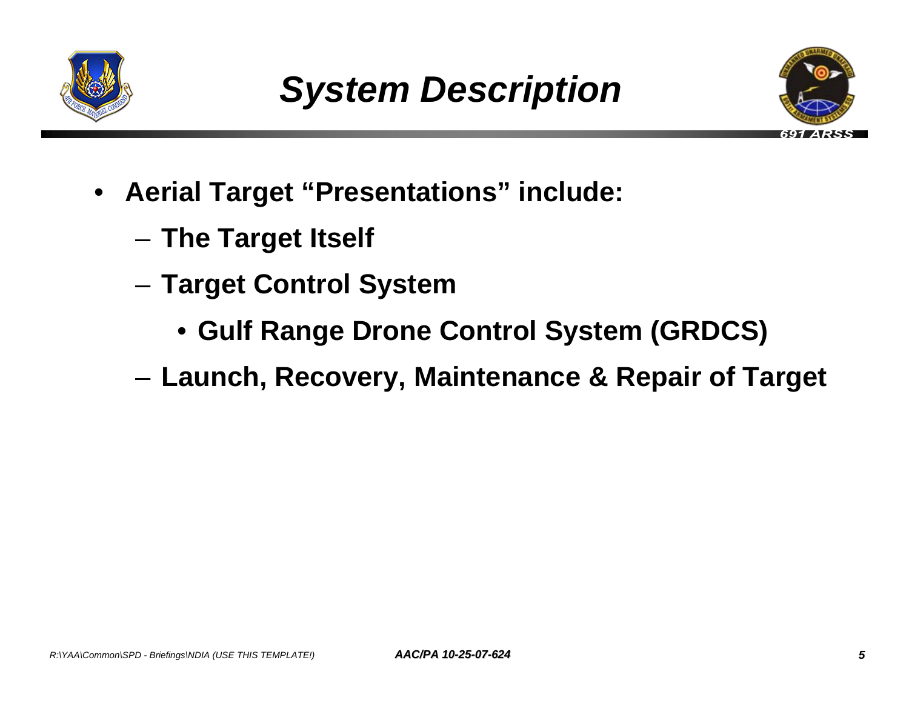# *System Description*

- **Aerial Target "Presentations" include:**
  - **The Target Itself**
  - **Target Control System**
    - **Gulf Range Drone Control System (GRDCS)**
  - **Launch, Recovery, Maintenance & Repair of Target**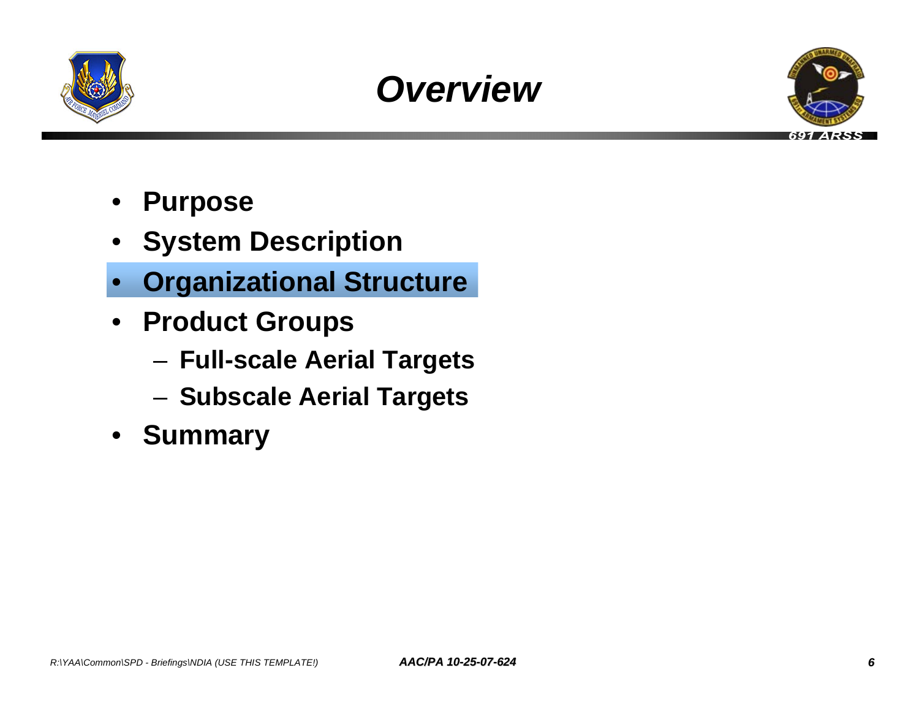# Overview

- **Purpose**
- **System Description**
- **Organizational Structure**
- **Product Groups**
  - **Full-scale Aerial Targets**
  - **Subscale Aerial Targets**
- **Summary**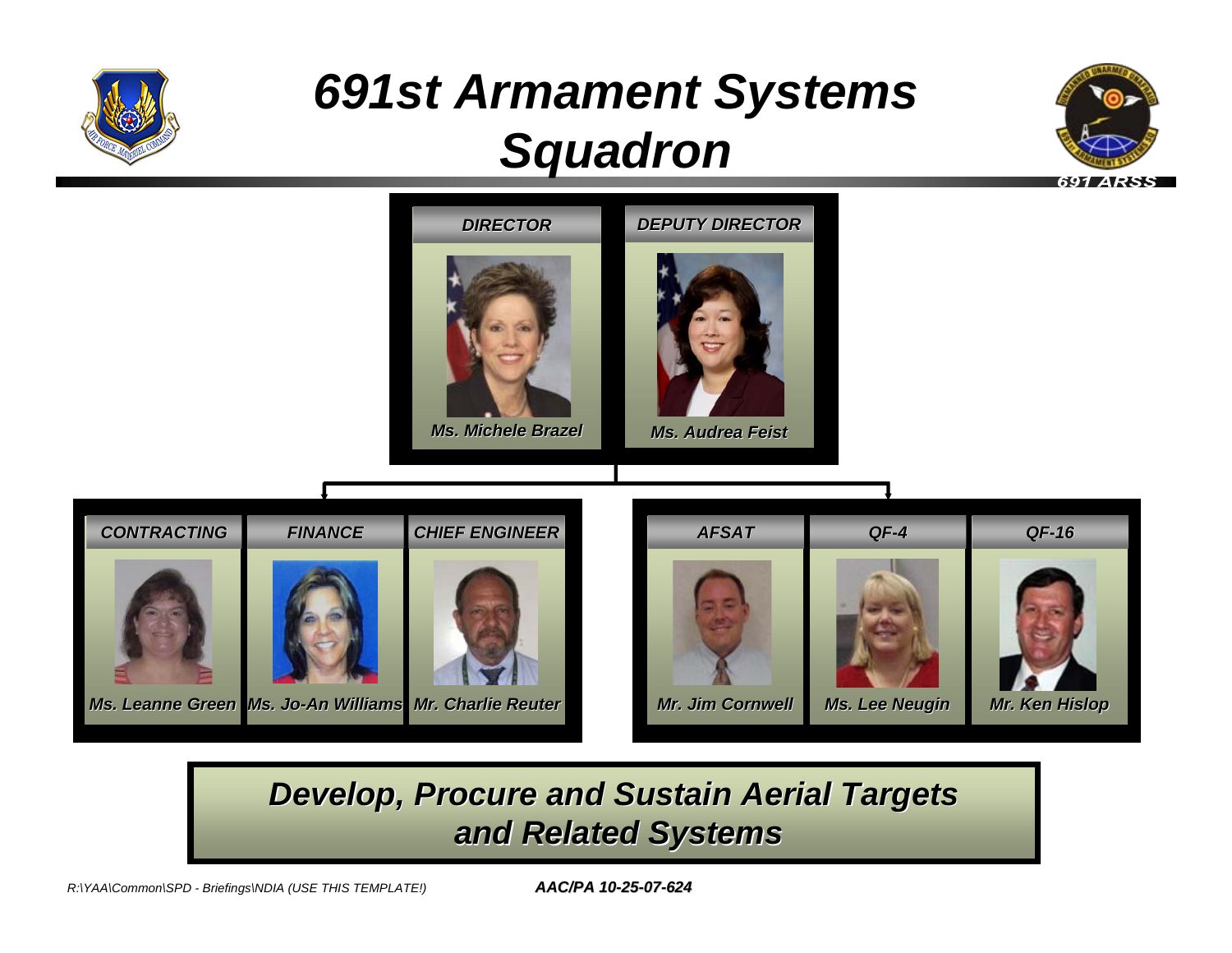# 691st Armament Systems Squadron

691 ARSS

| DIRECTOR | DEPUTY DIRECTOR |
|---|---|
| Ms. Michele Brazel | Ms. Audrea Feist |

| CONTRACTING | FINANCE | CHIEF ENGINEER |
|---|---|---|
| Ms. Leanne Green | Ms. Jo-An Williams | Mr. Charlie Reuter |

| AFSAT | QF-4 | QF-16 |
|---|---|---|
| Mr. Jim Cornwell | Ms. Lee Neugin | Mr. Ken Hislop |

**Develop, Procure and Sustain Aerial Targets and Related Systems**

R:\YAA\Common\SPD - Briefings\NDIA (USE THIS TEMPLATE!)

AAC/PA 10-25-07-624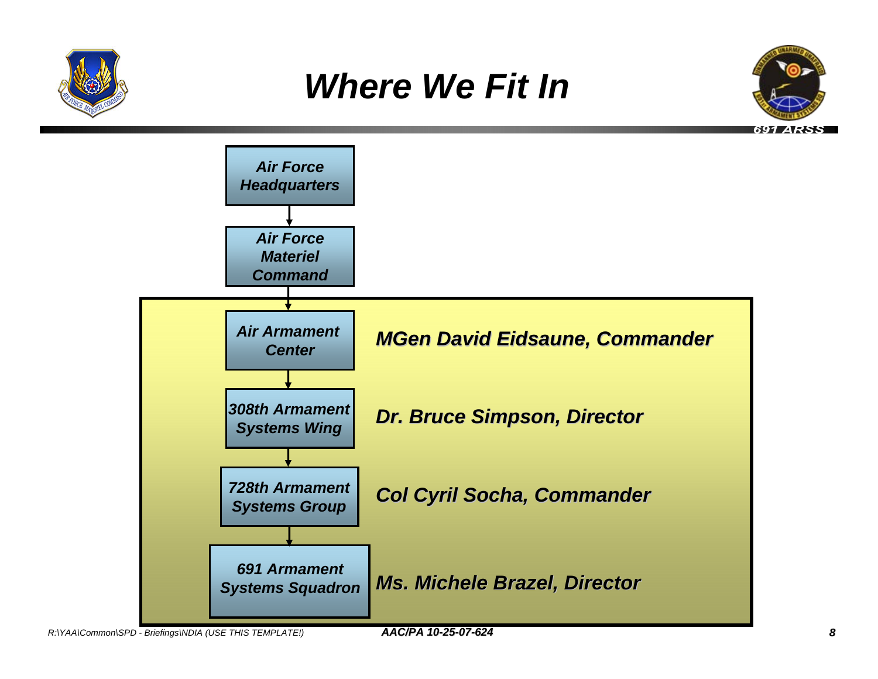# Where We Fit In

691 ARSS

- Air Force Headquarters
- Air Force Materiel Command
- Air Armament Center — MGen David Eidsaune, Commander
- 308th Armament Systems Wing — Dr. Bruce Simpson, Director
- 728th Armament Systems Group — Col Cyril Socha, Commander
- 691 Armament Systems Squadron — Ms. Michele Brazel, Director

R:\YAA\Common\SPD - Briefings\NDIA (USE THIS TEMPLATE!)

AAC/PA 10-25-07-624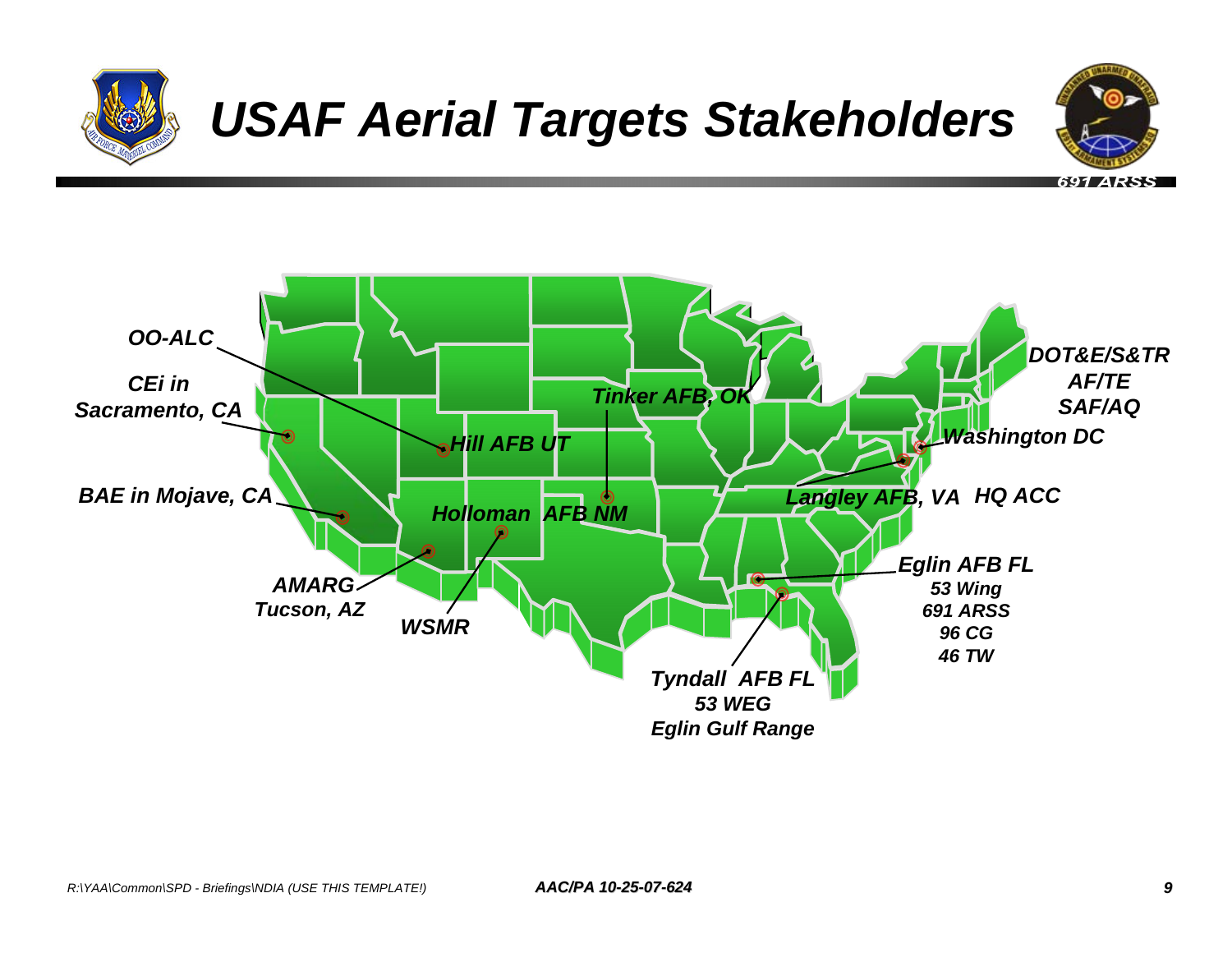# USAF Aerial Targets Stakeholders

- OO-ALC — Hill AFB UT
- CEi in Sacramento, CA
- BAE in Mojave, CA
- AMARG Tucson, AZ
- WSMR
- Holloman AFB NM
- Tinker AFB, OK
- Langley AFB, VA HQ ACC
- Washington DC
  - DOT&E/S&TR
  - AF/TE
  - SAF/AQ
- Eglin AFB FL
  - 53 Wing
  - 691 ARSS
  - 96 CG
  - 46 TW
- Tyndall AFB FL
  - 53 WEG
  - Eglin Gulf Range

R:\YAA\Common\SPD - Briefings\NDIA (USE THIS TEMPLATE!)

AAC/PA 10-25-07-624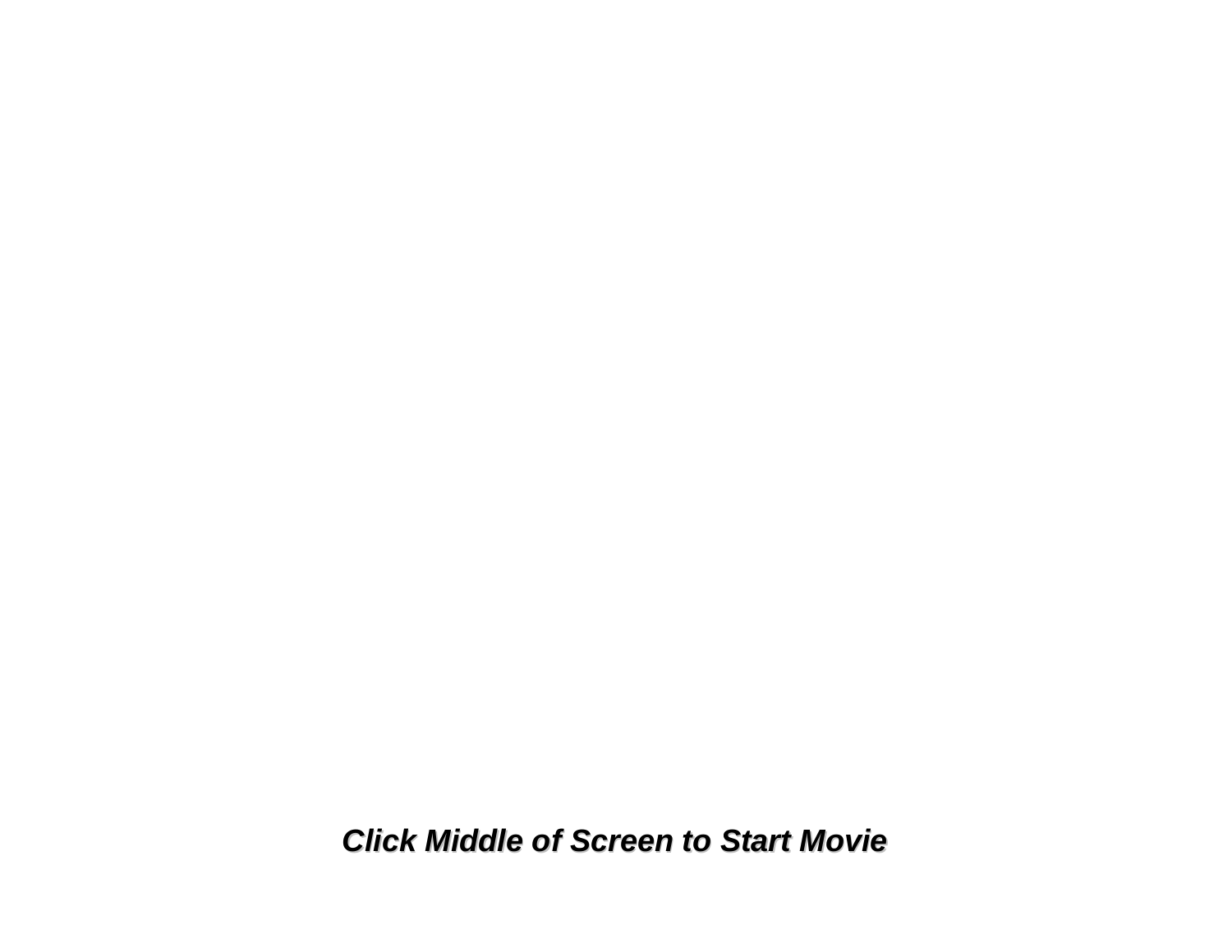***Click Middle of Screen to Start Movie***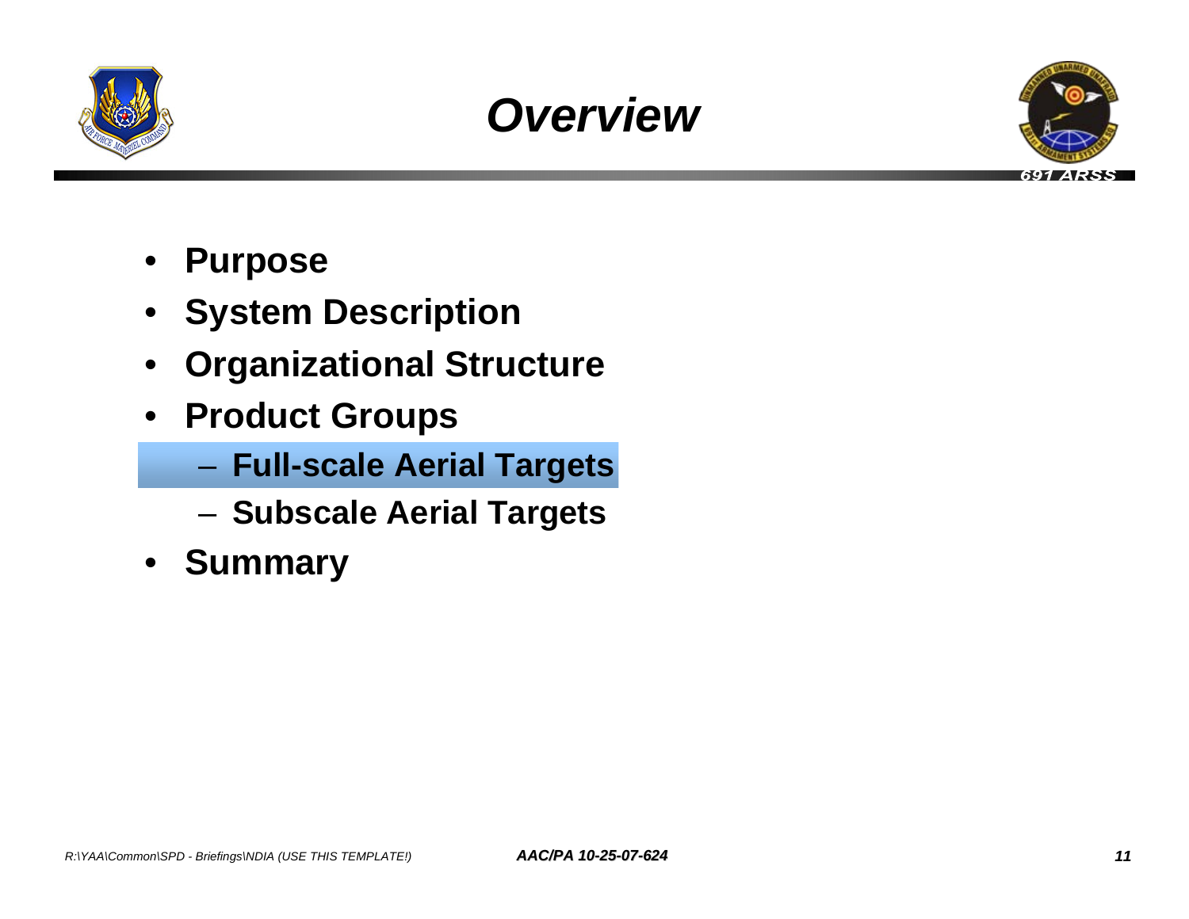# *Overview*

- **Purpose**
- **System Description**
- **Organizational Structure**
- **Product Groups**
  - **Full-scale Aerial Targets**
  - **Subscale Aerial Targets**
- **Summary**

*R:\YAA\Common\SPD - Briefings\NDIA (USE THIS TEMPLATE!)* ***AAC/PA 10-25-07-624***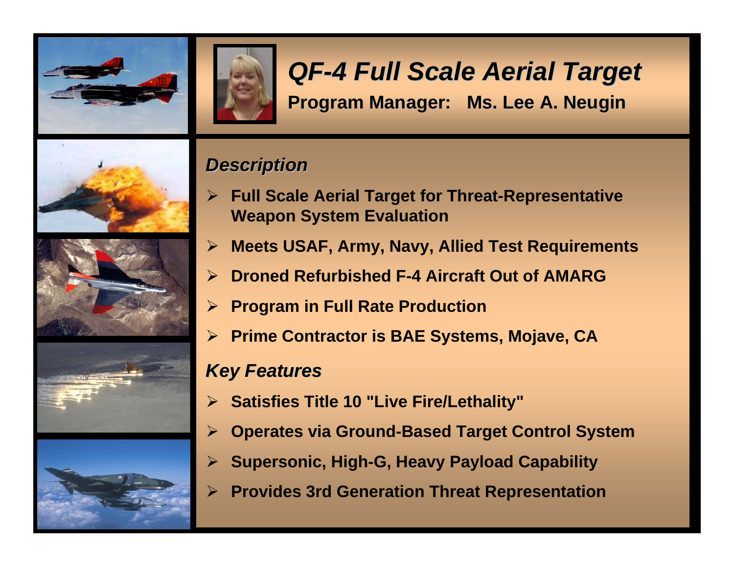# QF-4 Full Scale Aerial Target

**Program Manager: Ms. Lee A. Neugin**

## Description

- **Full Scale Aerial Target for Threat-Representative Weapon System Evaluation**
- **Meets USAF, Army, Navy, Allied Test Requirements**
- **Droned Refurbished F-4 Aircraft Out of AMARG**
- **Program in Full Rate Production**
- **Prime Contractor is BAE Systems, Mojave, CA**

## Key Features

- **Satisfies Title 10 "Live Fire/Lethality"**
- **Operates via Ground-Based Target Control System**
- **Supersonic, High-G, Heavy Payload Capability**
- **Provides 3rd Generation Threat Representation**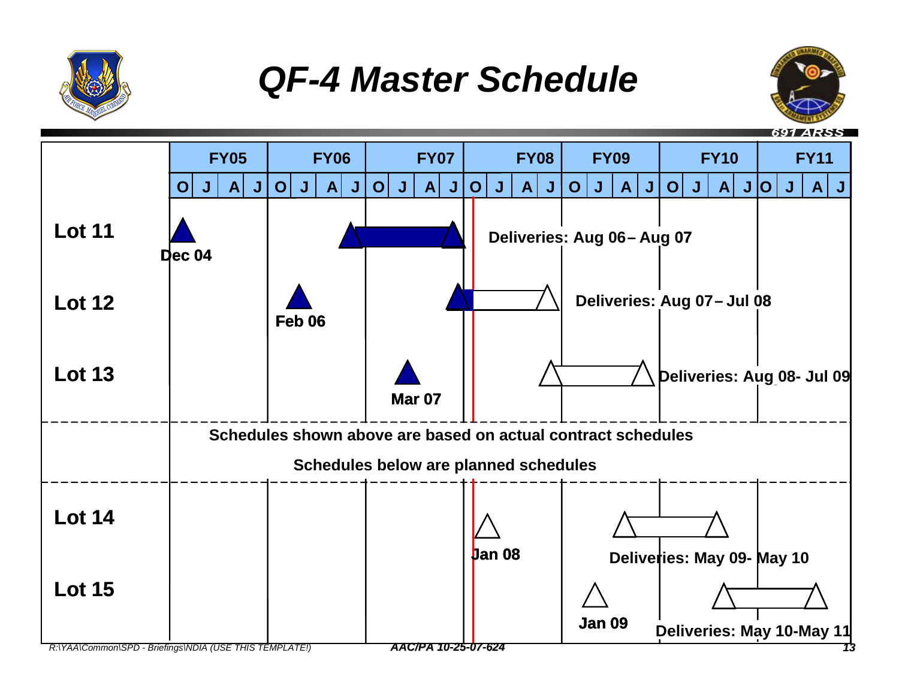# QF-4 Master Schedule

691 ARSS

| | FY05 | FY06 | FY07 | FY08 | FY09 | FY10 | FY11 |
|---|---|---|---|---|---|---|---|
| | O J A J | O J A J | O J A J | O J A J | O J A J | O J A J | O J A J |
| **Lot 11** | Dec 04 | | | Deliveries: Aug 06 – Aug 07 | | | |
| **Lot 12** | | Feb 06 | | | Deliveries: Aug 07 – Jul 08 | | |
| **Lot 13** | | | Mar 07 | | | Deliveries: Aug 08- Jul 09 | |

**Schedules shown above are based on actual contract schedules**

**Schedules below are planned schedules**

| | FY05 | FY06 | FY07 | FY08 | FY09 | FY10 | FY11 |
|---|---|---|---|---|---|---|---|
| **Lot 14** | | | | Jan 08 | Deliveries: May 09- May 10 | | |
| **Lot 15** | | | | | Jan 09 | Deliveries: May 10-May 11 | |

*R:\YAA\Common\SPD - Briefings\NDIA (USE THIS TEMPLATE!)*

***AAC/PA 10-25-07-624***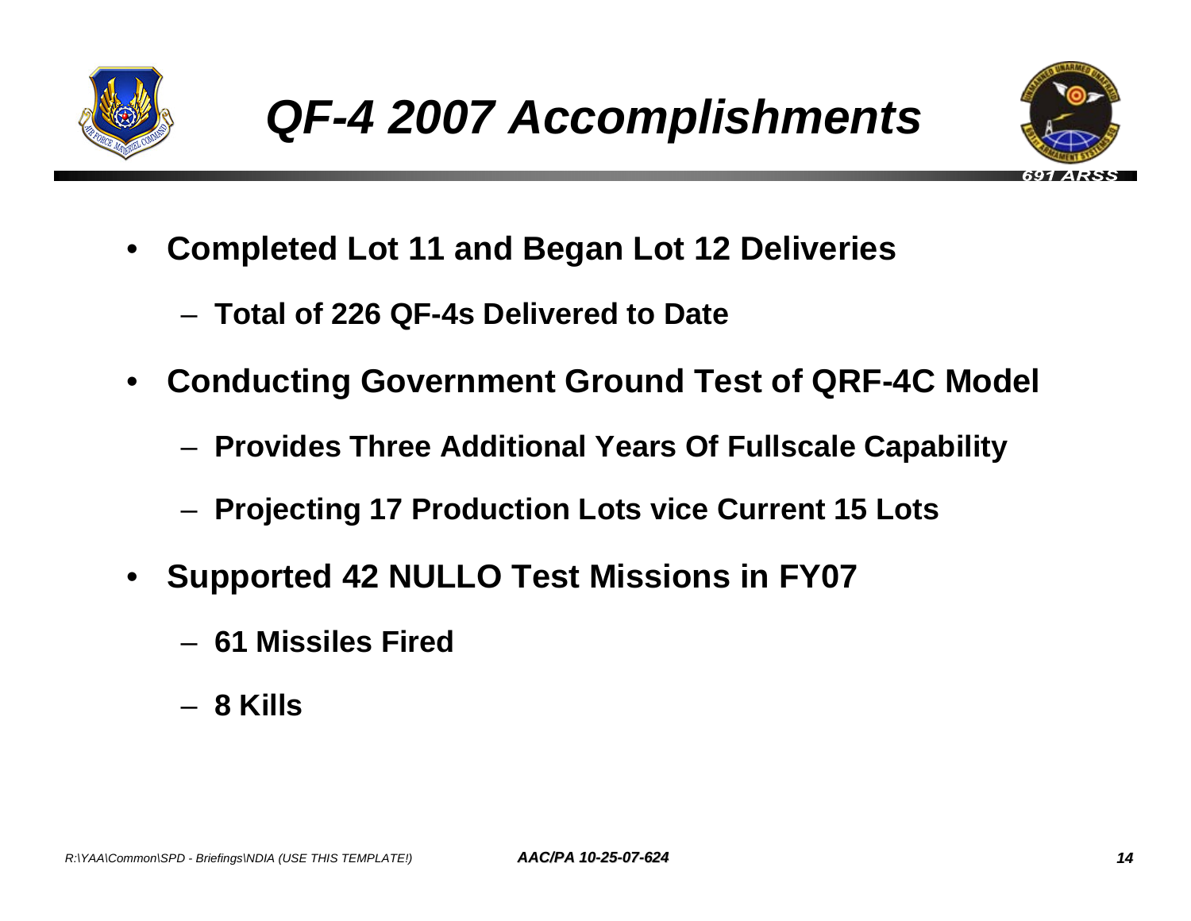# QF-4 2007 Accomplishments

- **Completed Lot 11 and Began Lot 12 Deliveries**
  - **Total of 226 QF-4s Delivered to Date**
- **Conducting Government Ground Test of QRF-4C Model**
  - **Provides Three Additional Years Of Fullscale Capability**
  - **Projecting 17 Production Lots vice Current 15 Lots**
- **Supported 42 NULLO Test Missions in FY07**
  - **61 Missiles Fired**
  - **8 Kills**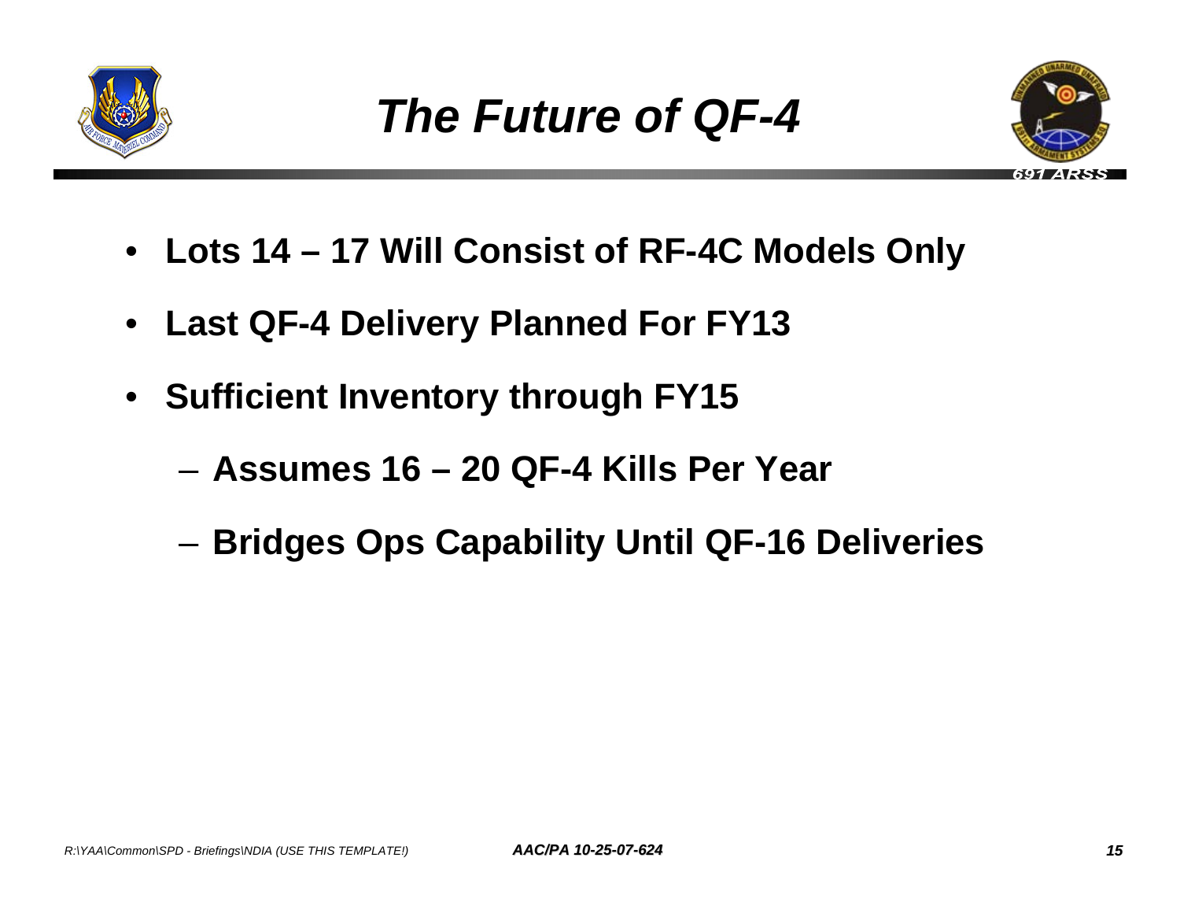# The Future of QF-4

- **Lots 14 – 17 Will Consist of RF-4C Models Only**
- **Last QF-4 Delivery Planned For FY13**
- **Sufficient Inventory through FY15**
  - **Assumes 16 – 20 QF-4 Kills Per Year**
  - **Bridges Ops Capability Until QF-16 Deliveries**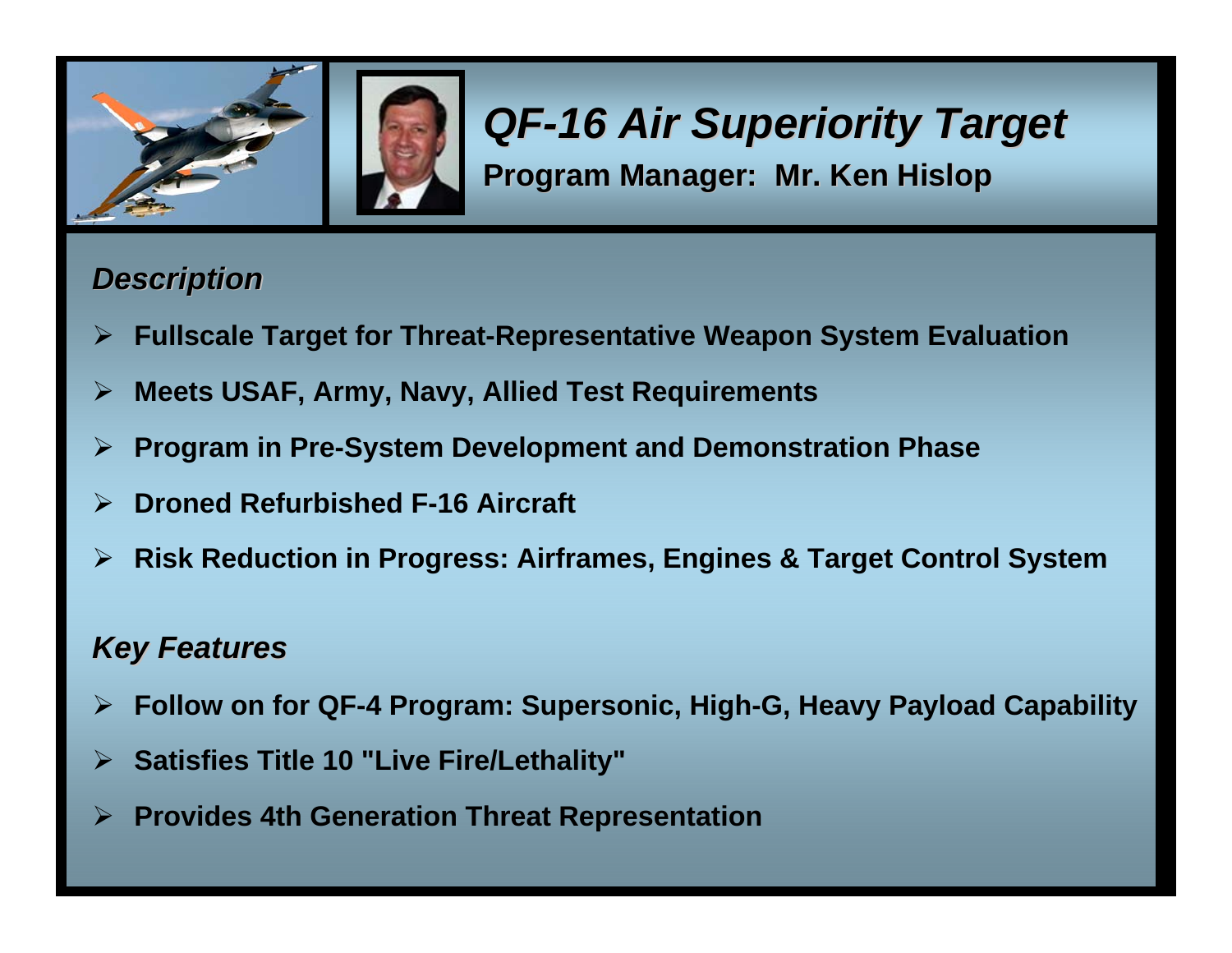# *QF-16 Air Superiority Target*

**Program Manager: Mr. Ken Hislop**

## *Description*

- **Fullscale Target for Threat-Representative Weapon System Evaluation**
- **Meets USAF, Army, Navy, Allied Test Requirements**
- **Program in Pre-System Development and Demonstration Phase**
- **Droned Refurbished F-16 Aircraft**
- **Risk Reduction in Progress: Airframes, Engines & Target Control System**

## *Key Features*

- **Follow on for QF-4 Program: Supersonic, High-G, Heavy Payload Capability**
- **Satisfies Title 10 "Live Fire/Lethality"**
- **Provides 4th Generation Threat Representation**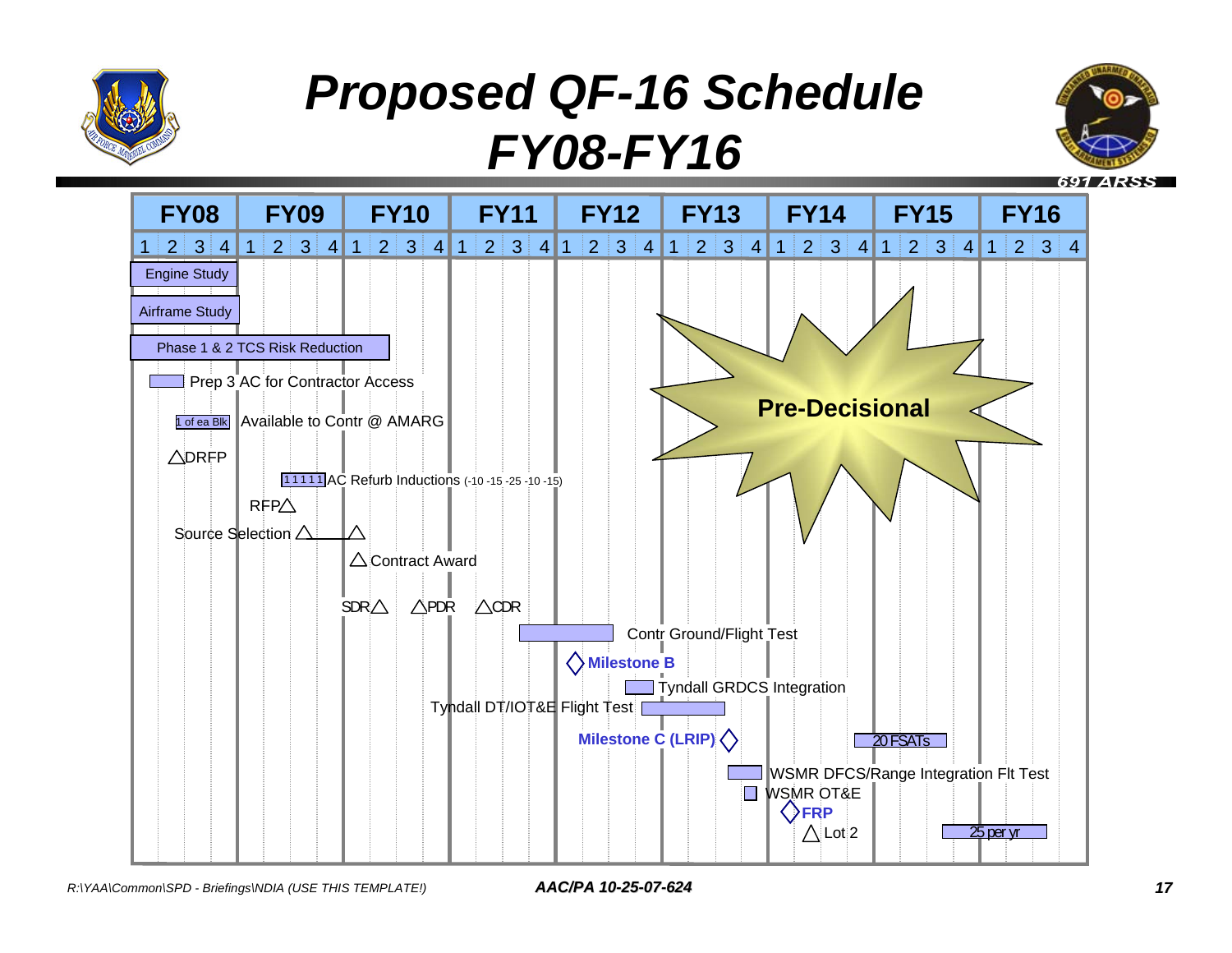# Proposed QF-16 Schedule FY08-FY16

691 ARSS

| FY08 | FY09 | FY10 | FY11 | FY12 | FY13 | FY14 | FY15 | FY16 |
|---|---|---|---|---|---|---|---|---|
| 1 2 3 4 | 1 2 3 4 | 1 2 3 4 | 1 2 3 4 | 1 2 3 4 | 1 2 3 4 | 1 2 3 4 | 1 2 3 4 | 1 2 3 4 |

- Engine Study
- Airframe Study
- Phase 1 & 2 TCS Risk Reduction
- Prep 3 AC for Contractor Access
- 1 of ea Blk — Available to Contr @ AMARG
- DRFP
- 1 1 1 1 1 AC Refurb Inductions (-10 -15 -25 -10 -15)
- RFP
- Source Selection
- Contract Award
- SDR, PDR, CDR
- Contr Ground/Flight Test
- **Milestone B**
- Tyndall GRDCS Integration
- Tyndall DT/IOT&E Flight Test
- **Milestone C (LRIP)**
- 20 FSATs
- WSMR DFCS/Range Integration Flt Test
- WSMR OT&E
- **FRP**
- Lot 2
- 25 per yr

**Pre-Decisional**

R:\YAA\Common\SPD - Briefings\NDIA (USE THIS TEMPLATE!)

***AAC/PA 10-25-07-624***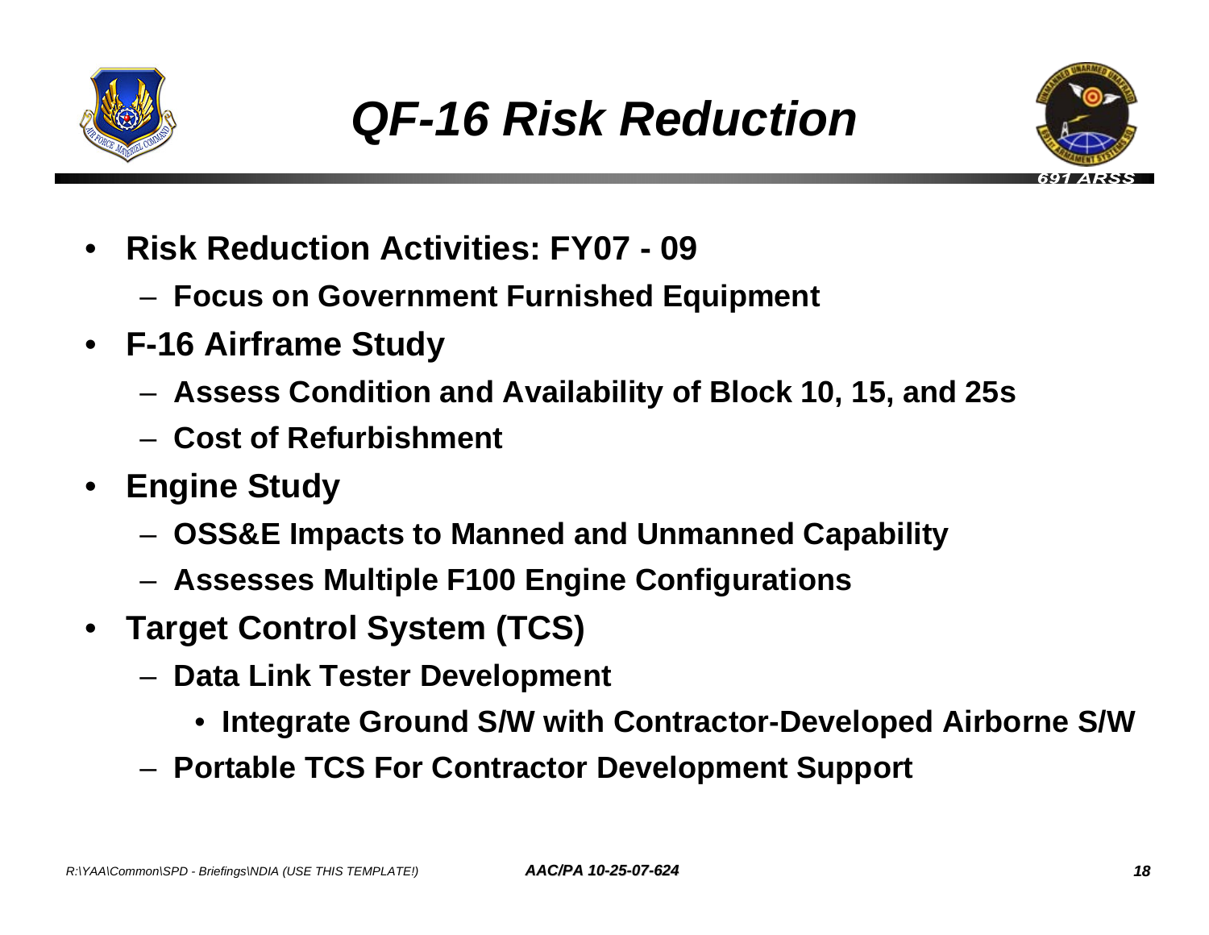# QF-16 Risk Reduction

- **Risk Reduction Activities: FY07 - 09**
  - **Focus on Government Furnished Equipment**
- **F-16 Airframe Study**
  - **Assess Condition and Availability of Block 10, 15, and 25s**
  - **Cost of Refurbishment**
- **Engine Study**
  - **OSS&E Impacts to Manned and Unmanned Capability**
  - **Assesses Multiple F100 Engine Configurations**
- **Target Control System (TCS)**
  - **Data Link Tester Development**
    - **Integrate Ground S/W with Contractor-Developed Airborne S/W**
  - **Portable TCS For Contractor Development Support**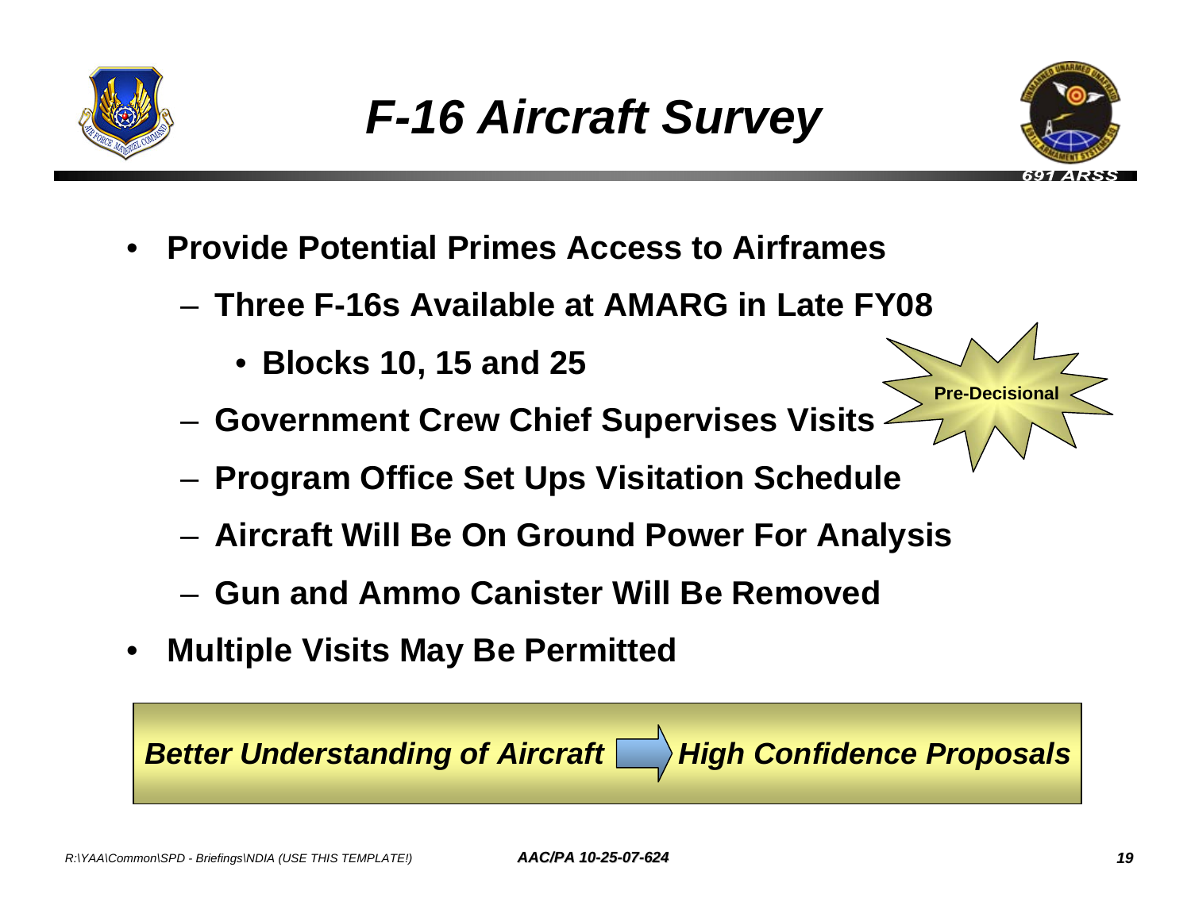# *F-16 Aircraft Survey*

691 ARSS

- **Provide Potential Primes Access to Airframes**
  - **Three F-16s Available at AMARG in Late FY08**
    - **Blocks 10, 15 and 25**
  - **Government Crew Chief Supervises Visits**
  - **Program Office Set Ups Visitation Schedule**
  - **Aircraft Will Be On Ground Power For Analysis**
  - **Gun and Ammo Canister Will Be Removed**
- **Multiple Visits May Be Permitted**

**Pre-Decisional**

***Better Understanding of Aircraft*** → ***High Confidence Proposals***

*R:\YAA\Common\SPD - Briefings\NDIA (USE THIS TEMPLATE!)* ***AAC/PA 10-25-07-624***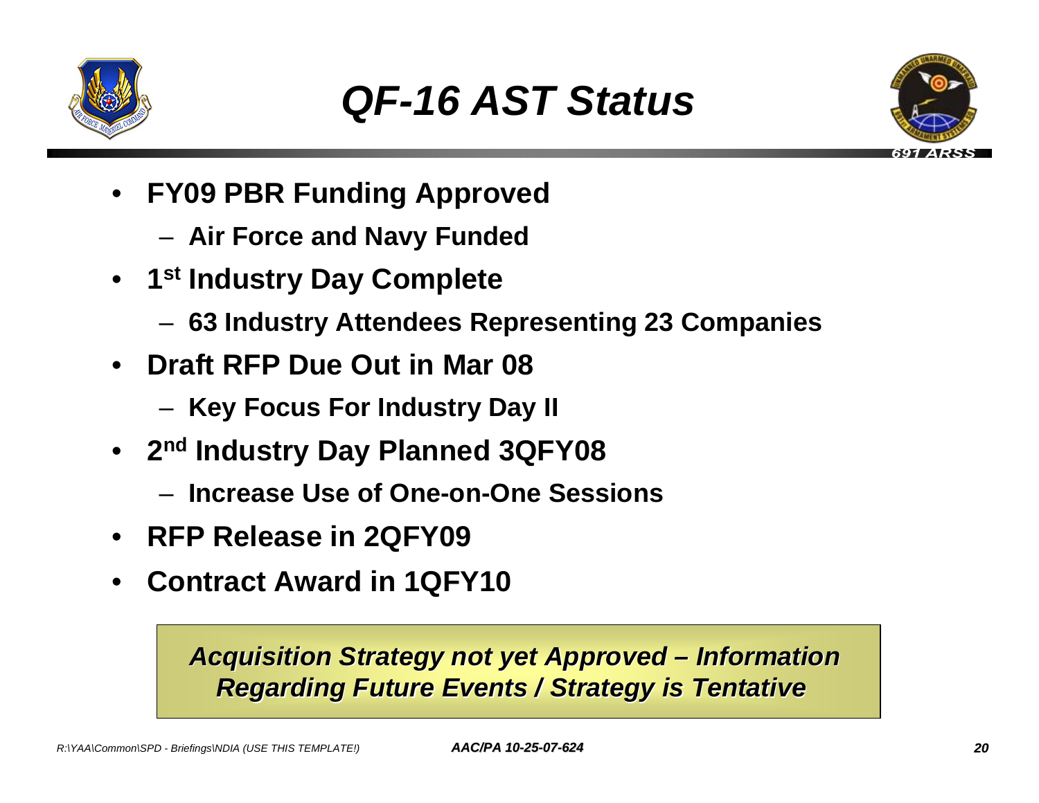# QF-16 AST Status

- **FY09 PBR Funding Approved**
  - **Air Force and Navy Funded**
- **1st Industry Day Complete**
  - **63 Industry Attendees Representing 23 Companies**
- **Draft RFP Due Out in Mar 08**
  - **Key Focus For Industry Day II**
- **2nd Industry Day Planned 3QFY08**
  - **Increase Use of One-on-One Sessions**
- **RFP Release in 2QFY09**
- **Contract Award in 1QFY10**

***Acquisition Strategy not yet Approved – Information Regarding Future Events / Strategy is Tentative***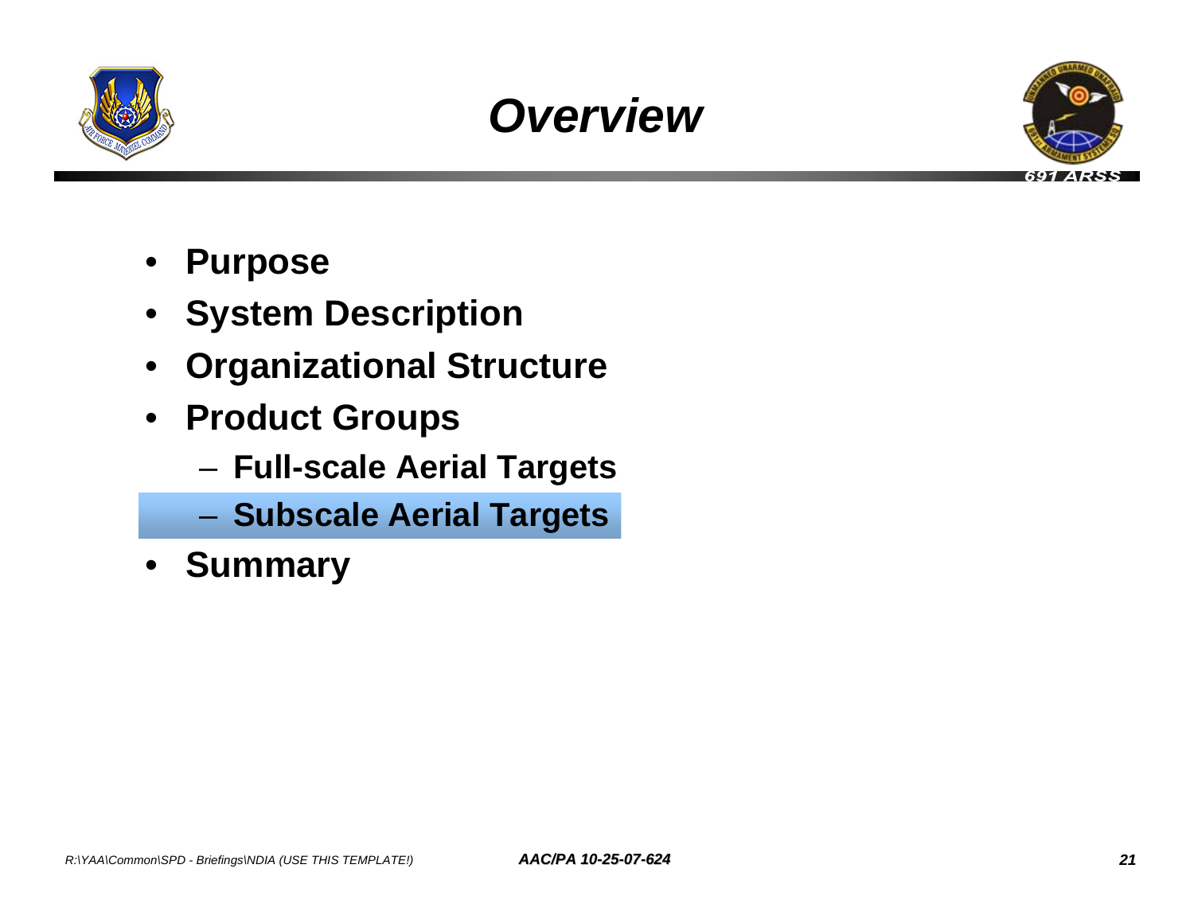# Overview

- **Purpose**
- **System Description**
- **Organizational Structure**
- **Product Groups**
  - **Full-scale Aerial Targets**
  - **Subscale Aerial Targets**
- **Summary**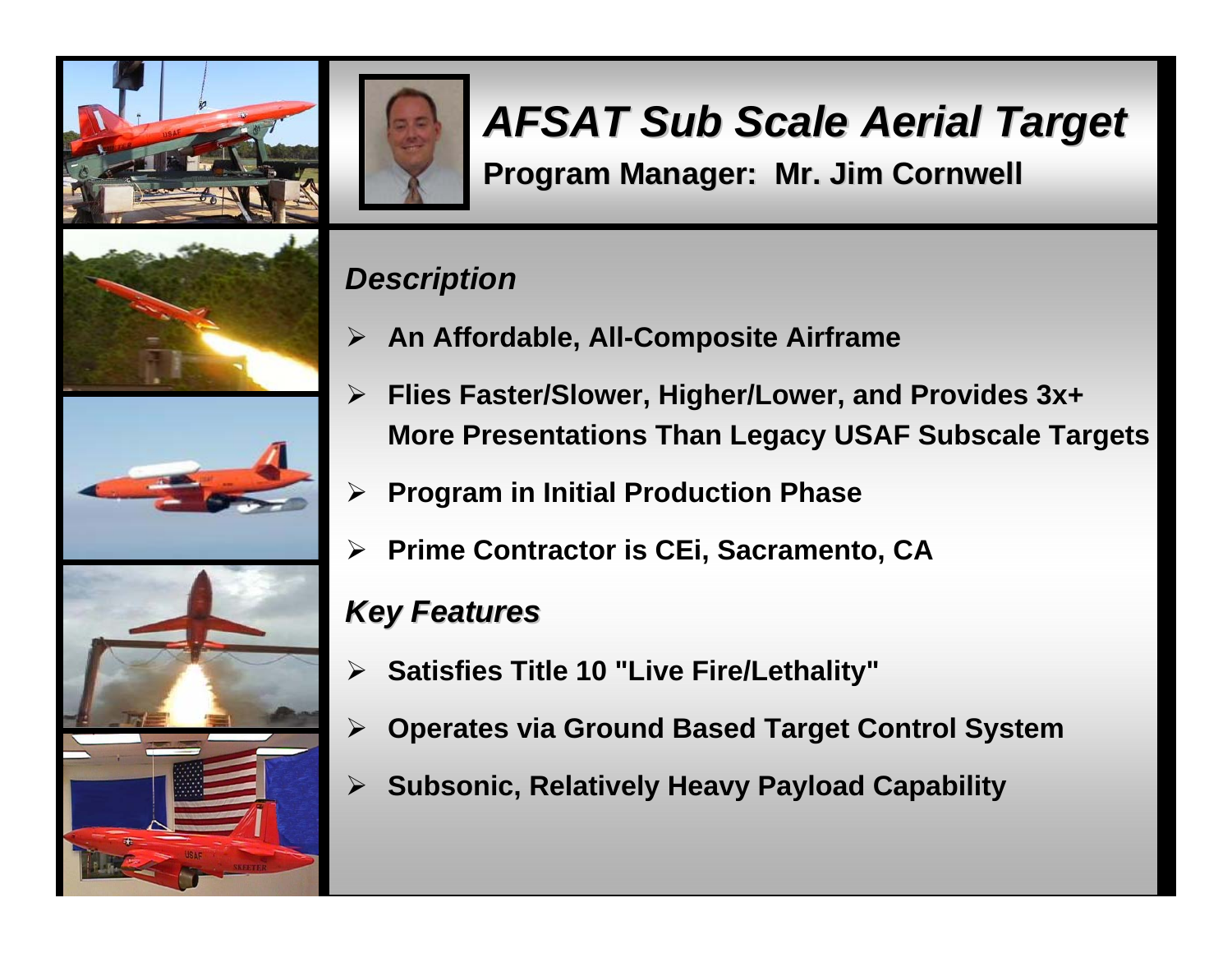# AFSAT Sub Scale Aerial Target

**Program Manager: Mr. Jim Cornwell**

## *Description*

- **An Affordable, All-Composite Airframe**
- **Flies Faster/Slower, Higher/Lower, and Provides 3x+ More Presentations Than Legacy USAF Subscale Targets**
- **Program in Initial Production Phase**
- **Prime Contractor is CEi, Sacramento, CA**

## *Key Features*

- **Satisfies Title 10 "Live Fire/Lethality"**
- **Operates via Ground Based Target Control System**
- **Subsonic, Relatively Heavy Payload Capability**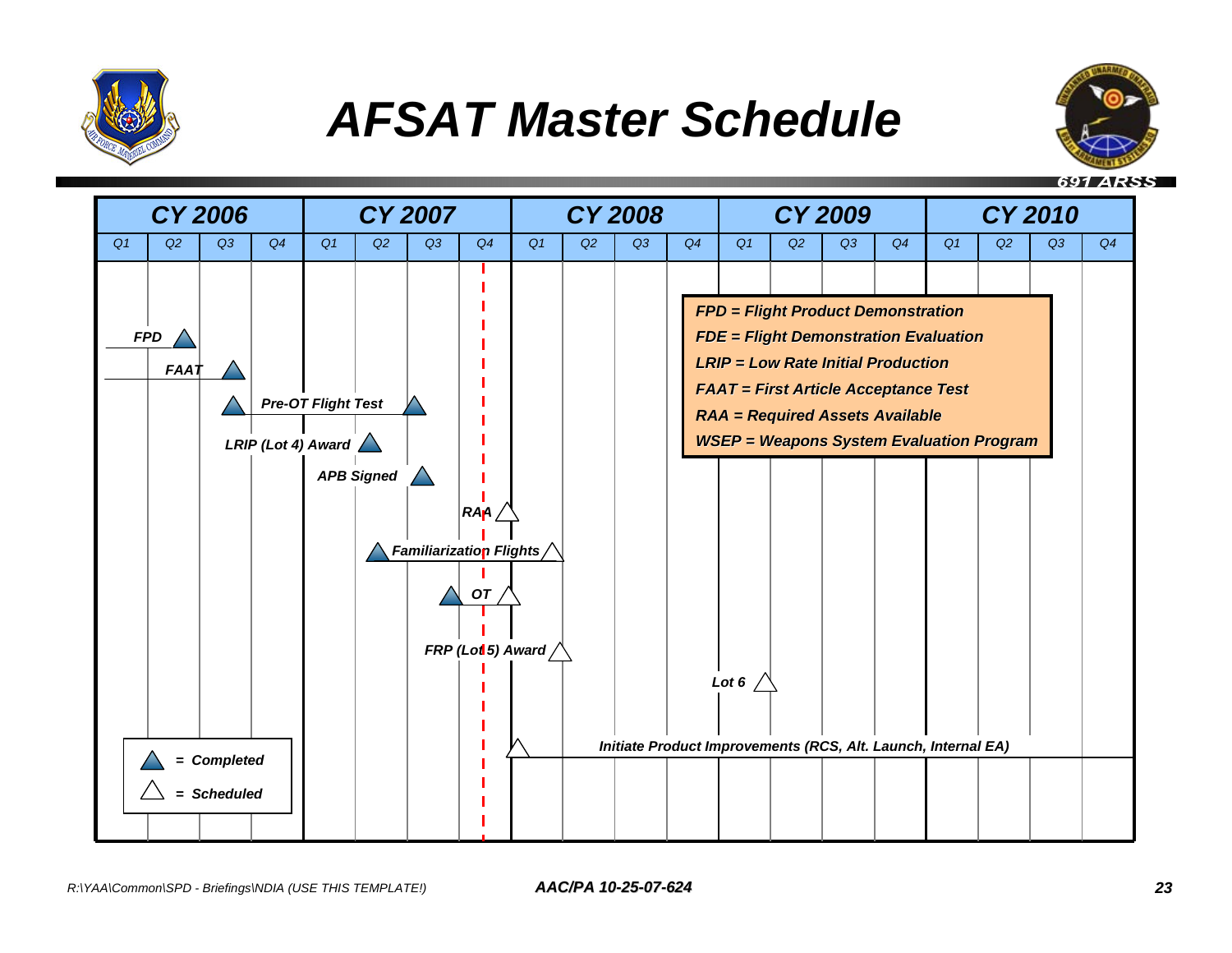# AFSAT Master Schedule

691 ARSS

| CY 2006 | | | | CY 2007 | | | | CY 2008 | | | | CY 2009 | | | | CY 2010 | | | |
|---|---|---|---|---|---|---|---|---|---|---|---|---|---|---|---|---|---|---|---|
| Q1 | Q2 | Q3 | Q4 | Q1 | Q2 | Q3 | Q4 | Q1 | Q2 | Q3 | Q4 | Q1 | Q2 | Q3 | Q4 | Q1 | Q2 | Q3 | Q4 |

Milestones:

- FPD
- FAAT
- Pre-OT Flight Test
- LRIP (Lot 4) Award
- APB Signed
- RAA
- Familiarization Flights
- OT
- FRP (Lot 5) Award
- Lot 6
- Initiate Product Improvements (RCS, Alt. Launch, Internal EA)

**FPD = Flight Product Demonstration**
**FDE = Flight Demonstration Evaluation**
**LRIP = Low Rate Initial Production**
**FAAT = First Article Acceptance Test**
**RAA = Required Assets Available**
**WSEP = Weapons System Evaluation Program**

▲ = Completed
△ = Scheduled

R:\YAA\Common\SPD - Briefings\NDIA (USE THIS TEMPLATE!)

AAC/PA 10-25-07-624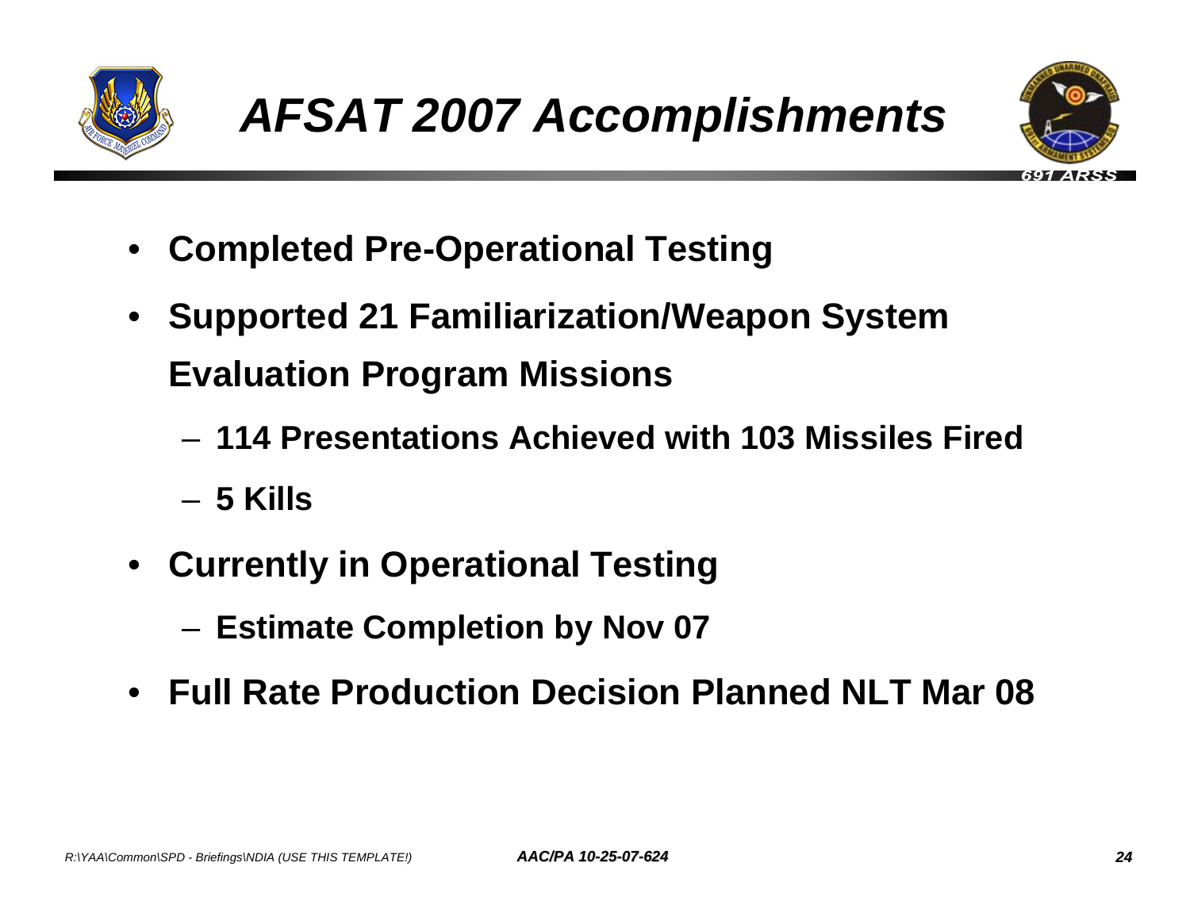# *AFSAT 2007 Accomplishments*

- **Completed Pre-Operational Testing**
- **Supported 21 Familiarization/Weapon System Evaluation Program Missions**
  - **114 Presentations Achieved with 103 Missiles Fired**
  - **5 Kills**
- **Currently in Operational Testing**
  - **Estimate Completion by Nov 07**
- **Full Rate Production Decision Planned NLT Mar 08**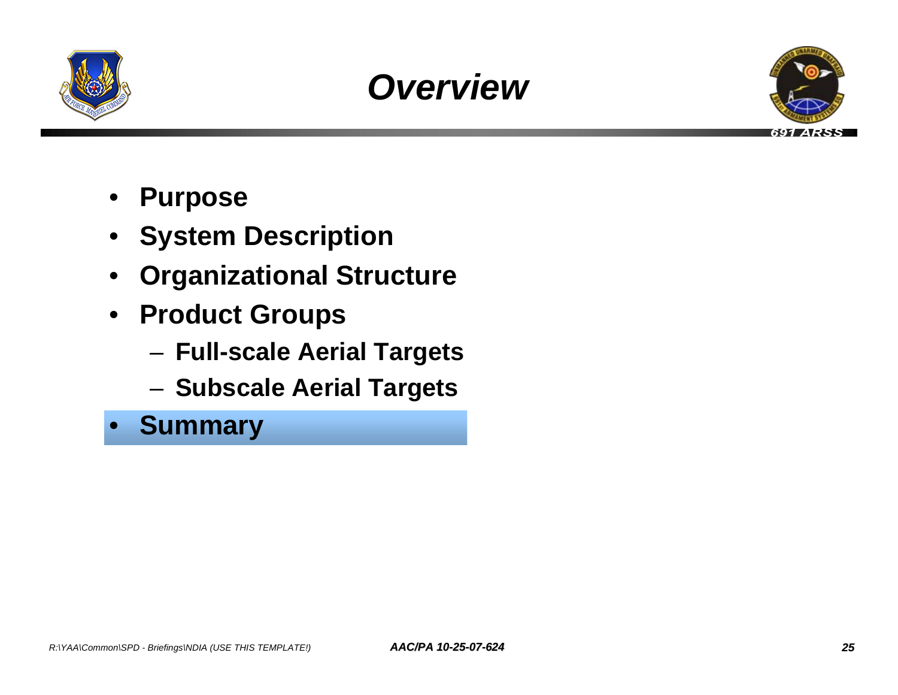# Overview

- Purpose
- System Description
- Organizational Structure
- Product Groups
  - Full-scale Aerial Targets
  - Subscale Aerial Targets
- **Summary**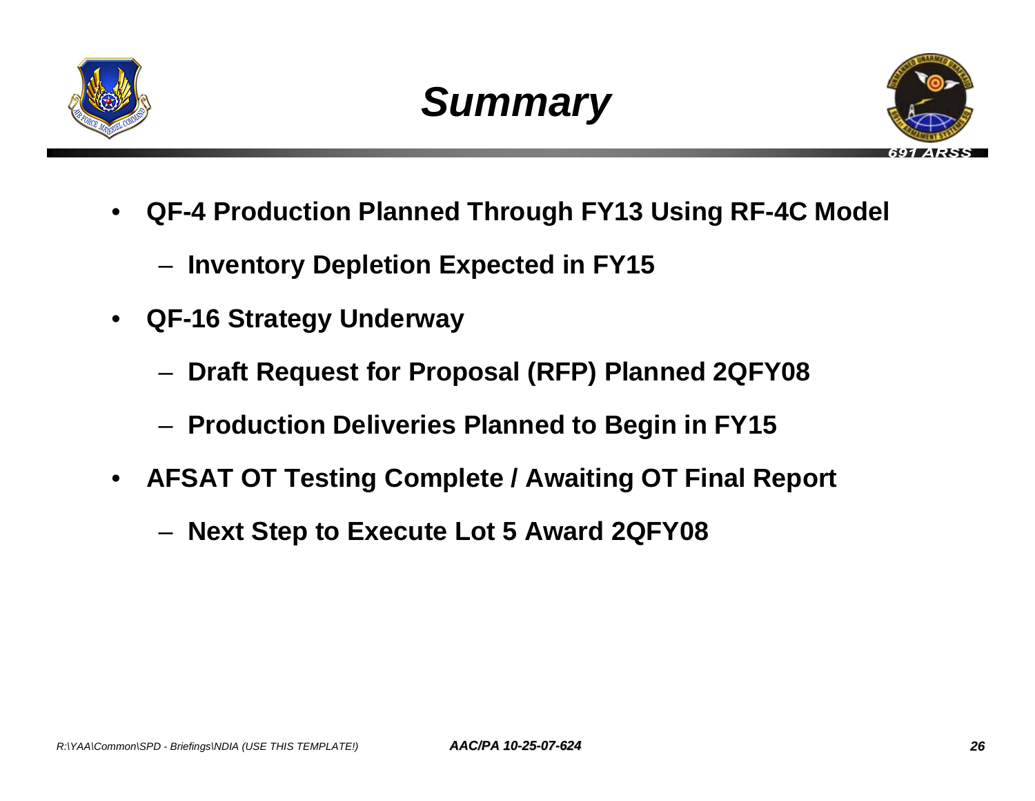# Summary

- **QF-4 Production Planned Through FY13 Using RF-4C Model**
  - **Inventory Depletion Expected in FY15**
- **QF-16 Strategy Underway**
  - **Draft Request for Proposal (RFP) Planned 2QFY08**
  - **Production Deliveries Planned to Begin in FY15**
- **AFSAT OT Testing Complete / Awaiting OT Final Report**
  - **Next Step to Execute Lot 5 Award 2QFY08**